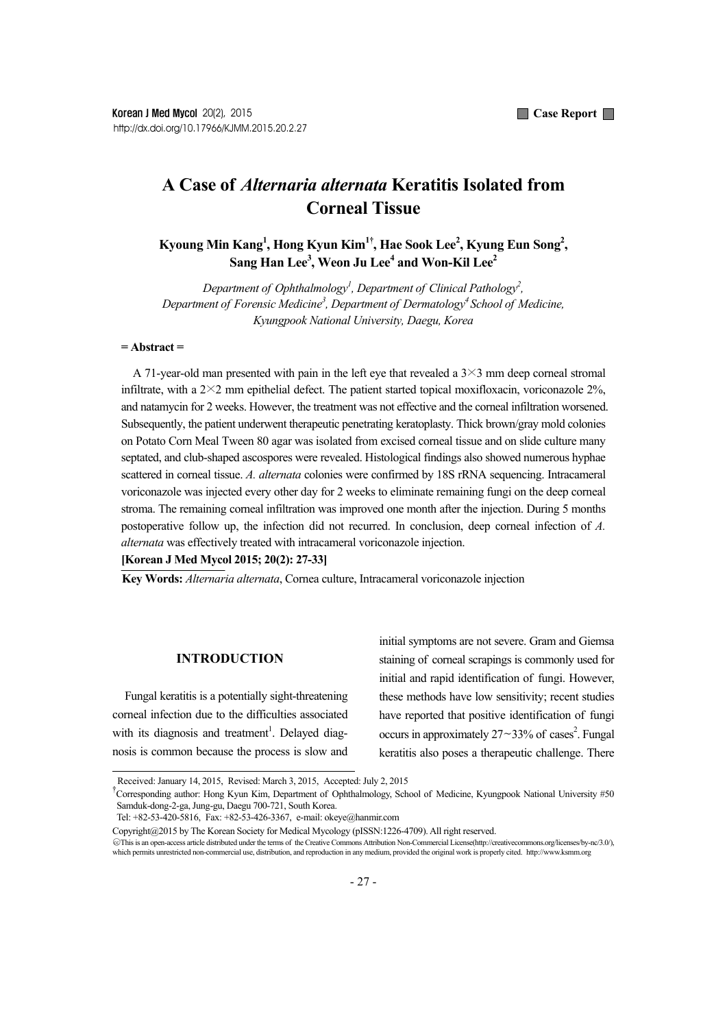# A Case of *Alternaria alternata* Keratitis Isolated from Corneal Tissue

**Kyoung Min Kang[1], Hong Kyun Kim[1†], Hae Sook Lee[2], Kyung Eun Song[2], Sang Han Lee[3], Weon Ju Lee[4] and Won-Kil Lee[2]**

*Department of Ophthalmology[1], Department of Clinical Pathology[2], Department of Forensic Medicine[3], Department of Dermatology[4] School of Medicine, Kyungpook National University, Daegu, Korea*

**= Abstract =**

A 71-year-old man presented with pain in the left eye that revealed a 3×3 mm deep corneal stromal infiltrate, with a 2×2 mm epithelial defect. The patient started topical moxifloxacin, voriconazole 2%, and natamycin for 2 weeks. However, the treatment was not effective and the corneal infiltration worsened. Subsequently, the patient underwent therapeutic penetrating keratoplasty. Thick brown/gray mold colonies on Potato Corn Meal Tween 80 agar was isolated from excised corneal tissue and on slide culture many septated, and club-shaped ascospores were revealed. Histological findings also showed numerous hyphae scattered in corneal tissue. *A. alternata* colonies were confirmed by 18S rRNA sequencing. Intracameral voriconazole was injected every other day for 2 weeks to eliminate remaining fungi on the deep corneal stroma. The remaining corneal infiltration was improved one month after the injection. During 5 months postoperative follow up, the infection did not recurred. In conclusion, deep corneal infection of *A. alternata* was effectively treated with intracameral voriconazole injection.

**[Korean J Med Mycol 2015; 20(2): 27-33]**

**Key Words:** *Alternaria alternata*, Cornea culture, Intracameral voriconazole injection

## INTRODUCTION

Fungal keratitis is a potentially sight-threatening corneal infection due to the difficulties associated with its diagnosis and treatment[1]. Delayed diagnosis is common because the process is slow and initial symptoms are not severe. Gram and Giemsa staining of corneal scrapings is commonly used for initial and rapid identification of fungi. However, these methods have low sensitivity; recent studies have reported that positive identification of fungi occurs in approximately 27~33% of cases[2]. Fungal keratitis also poses a therapeutic challenge. There

---

Received: January 14, 2015, Revised: March 3, 2015, Accepted: July 2, 2015

†Corresponding author: Hong Kyun Kim, Department of Ophthalmology, School of Medicine, Kyungpook National University #50 Samduk-dong-2-ga, Jung-gu, Daegu 700-721, South Korea.
Tel: +82-53-420-5816, Fax: +82-53-426-3367, e-mail: okeye@hanmir.com

Copyright@2015 by The Korean Society for Medical Mycology (pISSN:1226-4709). All right reserved.

This is an open-access article distributed under the terms of the Creative Commons Attribution Non-Commercial License(http://creativecommons.org/licenses/by-nc/3.0/), which permits unrestricted non-commercial use, distribution, and reproduction in any medium, provided the original work is properly cited. http://www.ksmm.org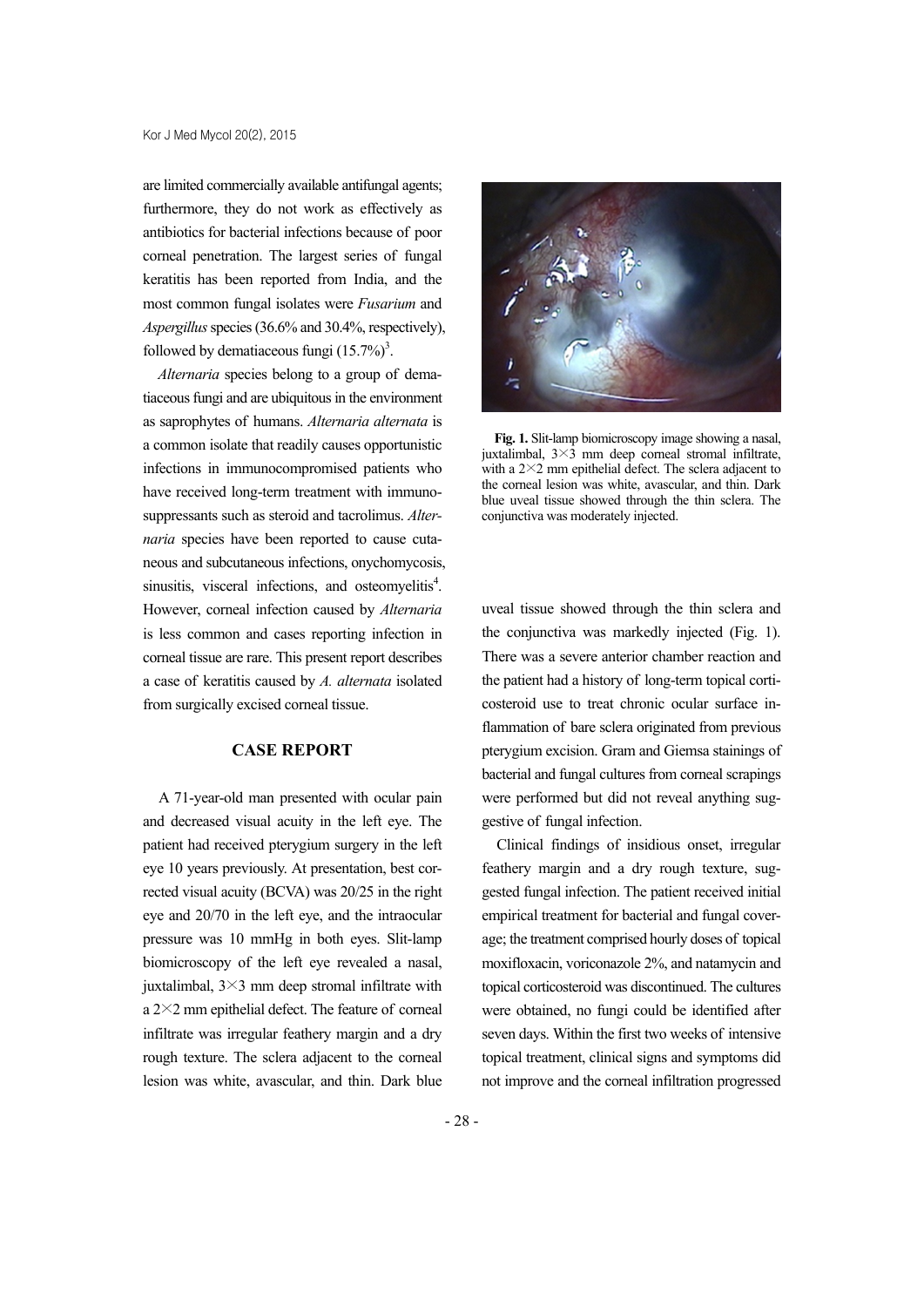are limited commercially available antifungal agents; furthermore, they do not work as effectively as antibiotics for bacterial infections because of poor corneal penetration. The largest series of fungal keratitis has been reported from India, and the most common fungal isolates were *Fusarium* and *Aspergillus* species (36.6% and 30.4%, respectively), followed by dematiaceous fungi (15.7%)[3].

*Alternaria* species belong to a group of dematiaceous fungi and are ubiquitous in the environment as saprophytes of humans. *Alternaria alternata* is a common isolate that readily causes opportunistic infections in immunocompromised patients who have received long-term treatment with immunosuppressants such as steroid and tacrolimus. *Alternaria* species have been reported to cause cutaneous and subcutaneous infections, onychomycosis, sinusitis, visceral infections, and osteomyelitis[4]. However, corneal infection caused by *Alternaria* is less common and cases reporting infection in corneal tissue are rare. This present report describes a case of keratitis caused by *A. alternata* isolated from surgically excised corneal tissue.

**Fig. 1.** Slit-lamp biomicroscopy image showing a nasal, juxtalimbal, 3×3 mm deep corneal stromal infiltrate, with a 2×2 mm epithelial defect. The sclera adjacent to the corneal lesion was white, avascular, and thin. Dark blue uveal tissue showed through the thin sclera. The conjunctiva was moderately injected.

## CASE REPORT

A 71-year-old man presented with ocular pain and decreased visual acuity in the left eye. The patient had received pterygium surgery in the left eye 10 years previously. At presentation, best corrected visual acuity (BCVA) was 20/25 in the right eye and 20/70 in the left eye, and the intraocular pressure was 10 mmHg in both eyes. Slit-lamp biomicroscopy of the left eye revealed a nasal, juxtalimbal, 3×3 mm deep stromal infiltrate with a 2×2 mm epithelial defect. The feature of corneal infiltrate was irregular feathery margin and a dry rough texture. The sclera adjacent to the corneal lesion was white, avascular, and thin. Dark blue uveal tissue showed through the thin sclera and the conjunctiva was markedly injected (Fig. 1). There was a severe anterior chamber reaction and the patient had a history of long-term topical corticosteroid use to treat chronic ocular surface inflammation of bare sclera originated from previous pterygium excision. Gram and Giemsa stainings of bacterial and fungal cultures from corneal scrapings were performed but did not reveal anything suggestive of fungal infection.

Clinical findings of insidious onset, irregular feathery margin and a dry rough texture, suggested fungal infection. The patient received initial empirical treatment for bacterial and fungal coverage; the treatment comprised hourly doses of topical moxifloxacin, voriconazole 2%, and natamycin and topical corticosteroid was discontinued. The cultures were obtained, no fungi could be identified after seven days. Within the first two weeks of intensive topical treatment, clinical signs and symptoms did not improve and the corneal infiltration progressed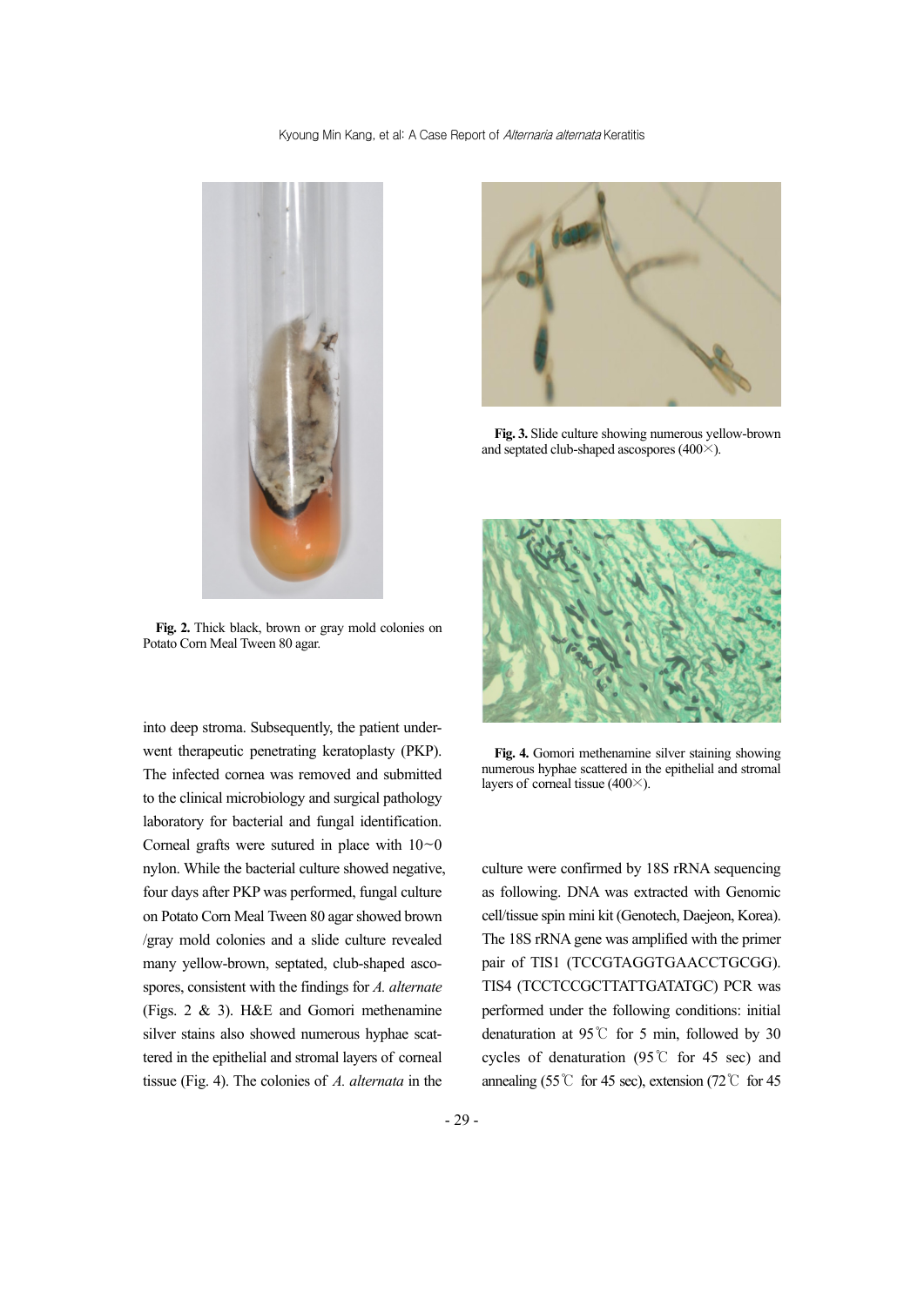Fig. 2. Thick black, brown or gray mold colonies on Potato Corn Meal Tween 80 agar.

Fig. 3. Slide culture showing numerous yellow-brown and septated club-shaped ascospores (400×).

Fig. 4. Gomori methenamine silver staining showing numerous hyphae scattered in the epithelial and stromal layers of corneal tissue (400×).

into deep stroma. Subsequently, the patient underwent therapeutic penetrating keratoplasty (PKP). The infected cornea was removed and submitted to the clinical microbiology and surgical pathology laboratory for bacterial and fungal identification. Corneal grafts were sutured in place with 10~0 nylon. While the bacterial culture showed negative, four days after PKP was performed, fungal culture on Potato Corn Meal Tween 80 agar showed brown /gray mold colonies and a slide culture revealed many yellow-brown, septated, club-shaped ascospores, consistent with the findings for *A. alternate* (Figs. 2 & 3). H&E and Gomori methenamine silver stains also showed numerous hyphae scattered in the epithelial and stromal layers of corneal tissue (Fig. 4). The colonies of *A. alternata* in the culture were confirmed by 18S rRNA sequencing as following. DNA was extracted with Genomic cell/tissue spin mini kit (Genotech, Daejeon, Korea). The 18S rRNA gene was amplified with the primer pair of TIS1 (TCCGTAGGTGAACCTGCGG). TIS4 (TCCTCCGCTTATTGATATGC) PCR was performed under the following conditions: initial denaturation at 95℃ for 5 min, followed by 30 cycles of denaturation (95℃ for 45 sec) and annealing (55℃ for 45 sec), extension (72℃ for 45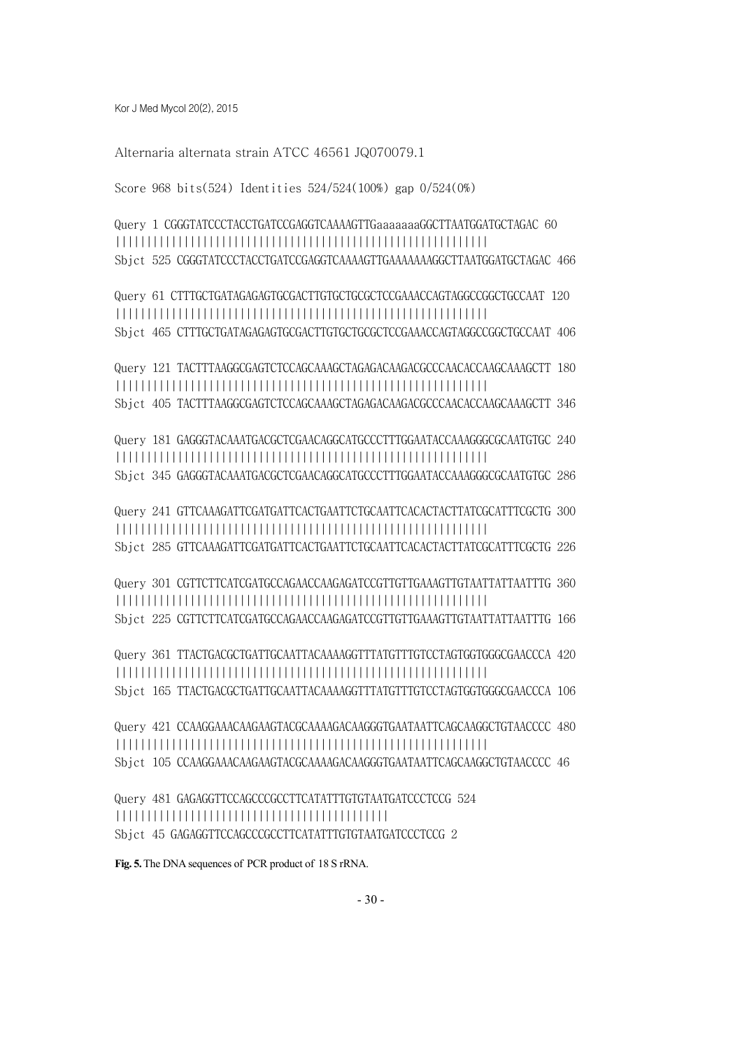Alternaria alternata strain ATCC 46561 JQ070079.1

Score 968 bits(524) Identities 524/524(100%) gap 0/524(0%)

```
Query 1 CGGGTATCCCTACCTGATCCGAGGTCAAAAGTTGaaaaaaaGGCTTAATGGATGCTAGAC 60
||||||||||||||||||||||||||||||||||||||||||||||||||||||||||||
Sbjct 525 CGGGTATCCCTACCTGATCCGAGGTCAAAAGTTGAAAAAAAGGCTTAATGGATGCTAGAC 466

Query 61 CTTTGCTGATAGAGAGTGCGACTTGTGCTGCGCTCCGAAACCAGTAGGCCGGCTGCCAAT 120
||||||||||||||||||||||||||||||||||||||||||||||||||||||||||||
Sbjct 465 CTTTGCTGATAGAGAGTGCGACTTGTGCTGCGCTCCGAAACCAGTAGGCCGGCTGCCAAT 406

Query 121 TACTTTAAGGCGAGTCTCCAGCAAAGCTAGAGACAAGACGCCCAACACCAAGCAAAGCTT 180
||||||||||||||||||||||||||||||||||||||||||||||||||||||||||||
Sbjct 405 TACTTTAAGGCGAGTCTCCAGCAAAGCTAGAGACAAGACGCCCAACACCAAGCAAAGCTT 346

Query 181 GAGGGTACAAATGACGCTCGAACAGGCATGCCCTTTGGAATACCAAAGGGCGCAATGTGC 240
||||||||||||||||||||||||||||||||||||||||||||||||||||||||||||
Sbjct 345 GAGGGTACAAATGACGCTCGAACAGGCATGCCCTTTGGAATACCAAAGGGCGCAATGTGC 286

Query 241 GTTCAAAGATTCGATGATTCACTGAATTCTGCAATTCACACTACTTATCGCATTTCGCTG 300
||||||||||||||||||||||||||||||||||||||||||||||||||||||||||||
Sbjct 285 GTTCAAAGATTCGATGATTCACTGAATTCTGCAATTCACACTACTTATCGCATTTCGCTG 226

Query 301 CGTTCTTCATCGATGCCAGAACCAAGAGATCCGTTGTTGAAAGTTGTAATTATTAATTTG 360
||||||||||||||||||||||||||||||||||||||||||||||||||||||||||||
Sbjct 225 CGTTCTTCATCGATGCCAGAACCAAGAGATCCGTTGTTGAAAGTTGTAATTATTAATTTG 166

Query 361 TTACTGACGCTGATTGCAATTACAAAAGGTTTATGTTTGTCCTAGTGGTGGGCGAACCCA 420
||||||||||||||||||||||||||||||||||||||||||||||||||||||||||||
Sbjct 165 TTACTGACGCTGATTGCAATTACAAAAGGTTTATGTTTGTCCTAGTGGTGGGCGAACCCA 106

Query 421 CCAAGGAAACAAGAAGTACGCAAAAGACAAGGGTGAATAATTCAGCAAGGCTGTAACCCC 480
||||||||||||||||||||||||||||||||||||||||||||||||||||||||||||
Sbjct 105 CCAAGGAAACAAGAAGTACGCAAAAGACAAGGGTGAATAATTCAGCAAGGCTGTAACCCC 46

Query 481 GAGAGGTTCCAGCCCGCCTTCATATTTGTGTAATGATCCCTCCG 524
||||||||||||||||||||||||||||||||||||||||||||
Sbjct 45 GAGAGGTTCCAGCCCGCCTTCATATTTGTGTAATGATCCCTCCG 2
```

**Fig. 5.** The DNA sequences of PCR product of 18 S rRNA.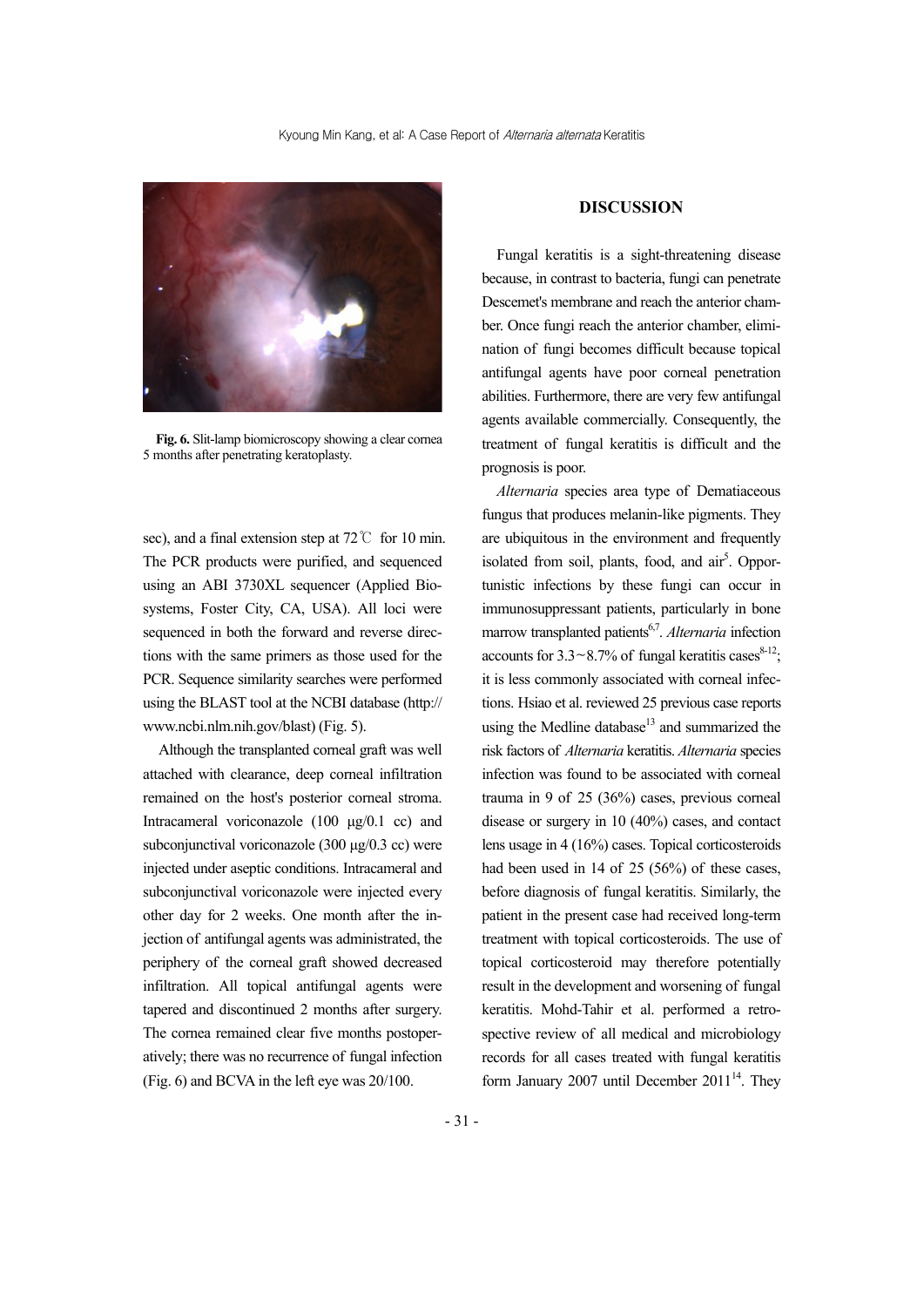Fig. 6. Slit-lamp biomicroscopy showing a clear cornea 5 months after penetrating keratoplasty.

sec), and a final extension step at 72℃ for 10 min. The PCR products were purified, and sequenced using an ABI 3730XL sequencer (Applied Biosystems, Foster City, CA, USA). All loci were sequenced in both the forward and reverse directions with the same primers as those used for the PCR. Sequence similarity searches were performed using the BLAST tool at the NCBI database (http://www.ncbi.nlm.nih.gov/blast) (Fig. 5).

Although the transplanted corneal graft was well attached with clearance, deep corneal infiltration remained on the host's posterior corneal stroma. Intracameral voriconazole (100 μg/0.1 cc) and subconjunctival voriconazole (300 μg/0.3 cc) were injected under aseptic conditions. Intracameral and subconjunctival voriconazole were injected every other day for 2 weeks. One month after the injection of antifungal agents was administrated, the periphery of the corneal graft showed decreased infiltration. All topical antifungal agents were tapered and discontinued 2 months after surgery. The cornea remained clear five months postoperatively; there was no recurrence of fungal infection (Fig. 6) and BCVA in the left eye was 20/100.

## DISCUSSION

Fungal keratitis is a sight-threatening disease because, in contrast to bacteria, fungi can penetrate Descemet's membrane and reach the anterior chamber. Once fungi reach the anterior chamber, elimination of fungi becomes difficult because topical antifungal agents have poor corneal penetration abilities. Furthermore, there are very few antifungal agents available commercially. Consequently, the treatment of fungal keratitis is difficult and the prognosis is poor.

*Alternaria* species area type of Dematiaceous fungus that produces melanin-like pigments. They are ubiquitous in the environment and frequently isolated from soil, plants, food, and air[5]. Opportunistic infections by these fungi can occur in immunosuppressant patients, particularly in bone marrow transplanted patients[6,7]. *Alternaria* infection accounts for 3.3~8.7% of fungal keratitis cases[8-12]; it is less commonly associated with corneal infections. Hsiao et al. reviewed 25 previous case reports using the Medline database[13] and summarized the risk factors of *Alternaria* keratitis. *Alternaria* species infection was found to be associated with corneal trauma in 9 of 25 (36%) cases, previous corneal disease or surgery in 10 (40%) cases, and contact lens usage in 4 (16%) cases. Topical corticosteroids had been used in 14 of 25 (56%) of these cases, before diagnosis of fungal keratitis. Similarly, the patient in the present case had received long-term treatment with topical corticosteroids. The use of topical corticosteroid may therefore potentially result in the development and worsening of fungal keratitis. Mohd-Tahir et al. performed a retrospective review of all medical and microbiology records for all cases treated with fungal keratitis form January 2007 until December 2011[14]. They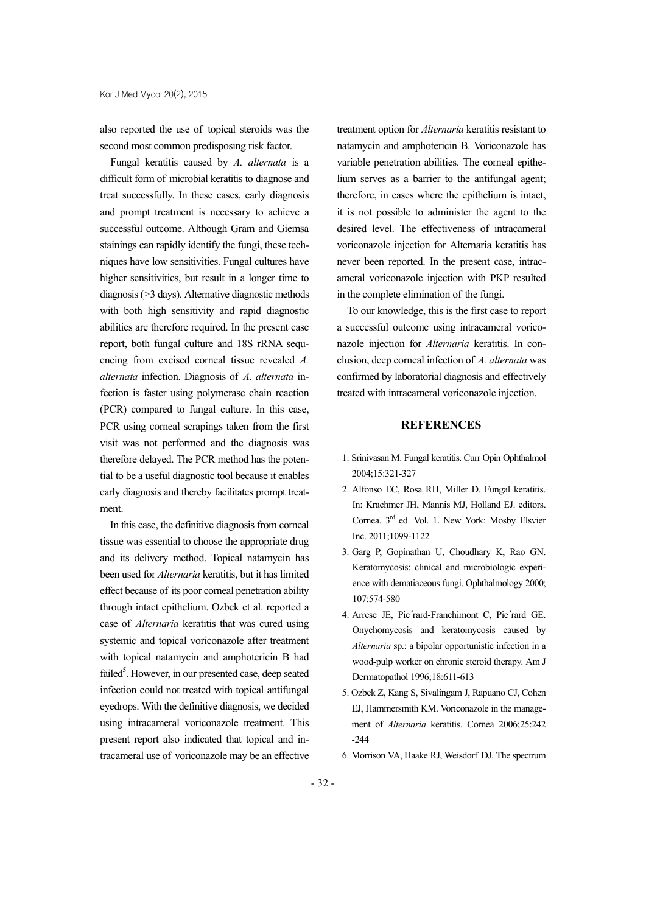also reported the use of topical steroids was the second most common predisposing risk factor.

Fungal keratitis caused by *A. alternata* is a difficult form of microbial keratitis to diagnose and treat successfully. In these cases, early diagnosis and prompt treatment is necessary to achieve a successful outcome. Although Gram and Giemsa stainings can rapidly identify the fungi, these techniques have low sensitivities. Fungal cultures have higher sensitivities, but result in a longer time to diagnosis (>3 days). Alternative diagnostic methods with both high sensitivity and rapid diagnostic abilities are therefore required. In the present case report, both fungal culture and 18S rRNA sequencing from excised corneal tissue revealed *A. alternata* infection. Diagnosis of *A. alternata* infection is faster using polymerase chain reaction (PCR) compared to fungal culture. In this case, PCR using corneal scrapings taken from the first visit was not performed and the diagnosis was therefore delayed. The PCR method has the potential to be a useful diagnostic tool because it enables early diagnosis and thereby facilitates prompt treatment.

In this case, the definitive diagnosis from corneal tissue was essential to choose the appropriate drug and its delivery method. Topical natamycin has been used for *Alternaria* keratitis, but it has limited effect because of its poor corneal penetration ability through intact epithelium. Ozbek et al. reported a case of *Alternaria* keratitis that was cured using systemic and topical voriconazole after treatment with topical natamycin and amphotericin B had failed[5]. However, in our presented case, deep seated infection could not treated with topical antifungal eyedrops. With the definitive diagnosis, we decided using intracameral voriconazole treatment. This present report also indicated that topical and intracameral use of voriconazole may be an effective treatment option for *Alternaria* keratitis resistant to natamycin and amphotericin B. Voriconazole has variable penetration abilities. The corneal epithelium serves as a barrier to the antifungal agent; therefore, in cases where the epithelium is intact, it is not possible to administer the agent to the desired level. The effectiveness of intracameral voriconazole injection for Alternaria keratitis has never been reported. In the present case, intracameral voriconazole injection with PKP resulted in the complete elimination of the fungi.

To our knowledge, this is the first case to report a successful outcome using intracameral voriconazole injection for *Alternaria* keratitis. In conclusion, deep corneal infection of *A. alternata* was confirmed by laboratorial diagnosis and effectively treated with intracameral voriconazole injection.

## REFERENCES

1. Srinivasan M. Fungal keratitis. Curr Opin Ophthalmol 2004;15:321-327
2. Alfonso EC, Rosa RH, Miller D. Fungal keratitis. In: Krachmer JH, Mannis MJ, Holland EJ. editors. Cornea. 3rd ed. Vol. 1. New York: Mosby Elsvier Inc. 2011;1099-1122
3. Garg P, Gopinathan U, Choudhary K, Rao GN. Keratomycosis: clinical and microbiologic experience with dematiaceous fungi. Ophthalmology 2000; 107:574-580
4. Arrese JE, Pie´rard-Franchimont C, Pie´rard GE. Onychomycosis and keratomycosis caused by *Alternaria* sp.: a bipolar opportunistic infection in a wood-pulp worker on chronic steroid therapy. Am J Dermatopathol 1996;18:611-613
5. Ozbek Z, Kang S, Sivalingam J, Rapuano CJ, Cohen EJ, Hammersmith KM. Voriconazole in the management of *Alternaria* keratitis. Cornea 2006;25:242-244
6. Morrison VA, Haake RJ, Weisdorf DJ. The spectrum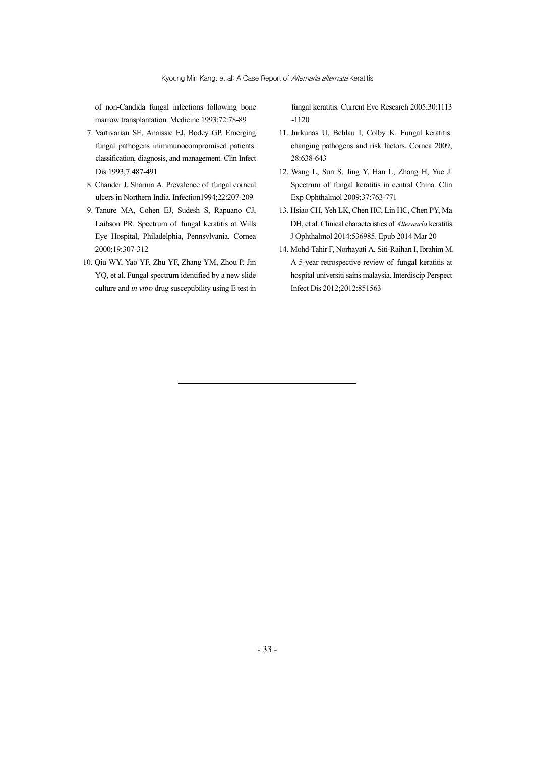of non-Candida fungal infections following bone marrow transplantation. Medicine 1993;72:78-89

7. Vartivarian SE, Anaissie EJ, Bodey GP. Emerging fungal pathogens inimmunocompromised patients: classification, diagnosis, and management. Clin Infect Dis 1993;7:487-491
8. Chander J, Sharma A. Prevalence of fungal corneal ulcers in Northern India. Infection1994;22:207-209
9. Tanure MA, Cohen EJ, Sudesh S, Rapuano CJ, Laibson PR. Spectrum of fungal keratitis at Wills Eye Hospital, Philadelphia, Pennsylvania. Cornea 2000;19:307-312
10. Qiu WY, Yao YF, Zhu YF, Zhang YM, Zhou P, Jin YQ, et al. Fungal spectrum identified by a new slide culture and *in vitro* drug susceptibility using E test in fungal keratitis. Current Eye Research 2005;30:1113-1120
11. Jurkunas U, Behlau I, Colby K. Fungal keratitis: changing pathogens and risk factors. Cornea 2009; 28:638-643
12. Wang L, Sun S, Jing Y, Han L, Zhang H, Yue J. Spectrum of fungal keratitis in central China. Clin Exp Ophthalmol 2009;37:763-771
13. Hsiao CH, Yeh LK, Chen HC, Lin HC, Chen PY, Ma DH, et al. Clinical characteristics of *Alternaria* keratitis. J Ophthalmol 2014:536985. Epub 2014 Mar 20
14. Mohd-Tahir F, Norhayati A, Siti-Raihan I, Ibrahim M. A 5-year retrospective review of fungal keratitis at hospital universiti sains malaysia. Interdiscip Perspect Infect Dis 2012;2012:851563